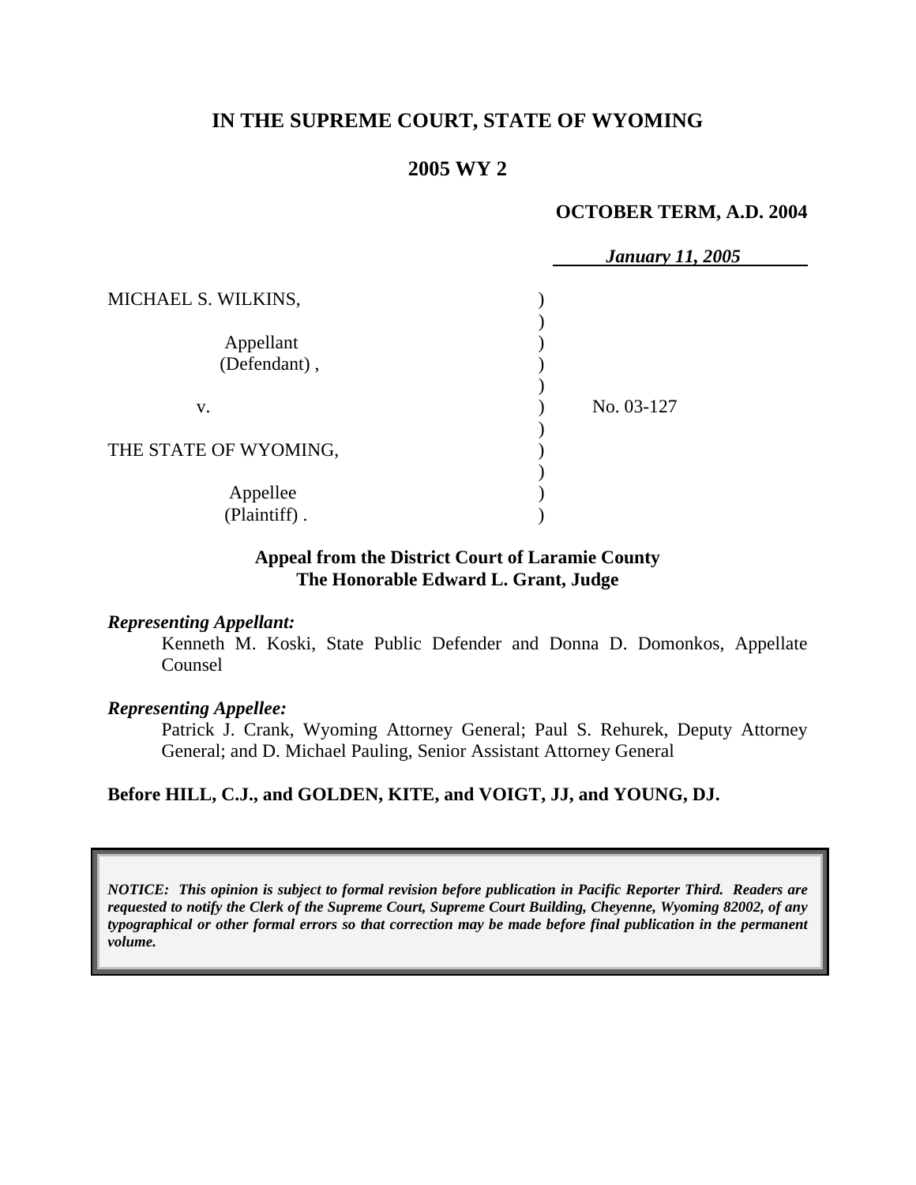# IN THE SUPREME COURT, STATE OF WYOMING

## 2005 WY 2

**OCTOBER TERM, A.D. 2004**

*January 11, 2005*

MICHAEL S. WILKINS,

Appellant (Defendant),

v.

No. 03-127

THE STATE OF WYOMING,

Appellee (Plaintiff).

**Appeal from the District Court of Laramie County**
**The Honorable Edward L. Grant, Judge**

***Representing Appellant:***

Kenneth M. Koski, State Public Defender and Donna D. Domonkos, Appellate Counsel

***Representing Appellee:***

Patrick J. Crank, Wyoming Attorney General; Paul S. Rehurek, Deputy Attorney General; and D. Michael Pauling, Senior Assistant Attorney General

**Before HILL, C.J., and GOLDEN, KITE, and VOIGT, JJ, and YOUNG, DJ.**

***NOTICE: This opinion is subject to formal revision before publication in Pacific Reporter Third. Readers are requested to notify the Clerk of the Supreme Court, Supreme Court Building, Cheyenne, Wyoming 82002, of any typographical or other formal errors so that correction may be made before final publication in the permanent volume.***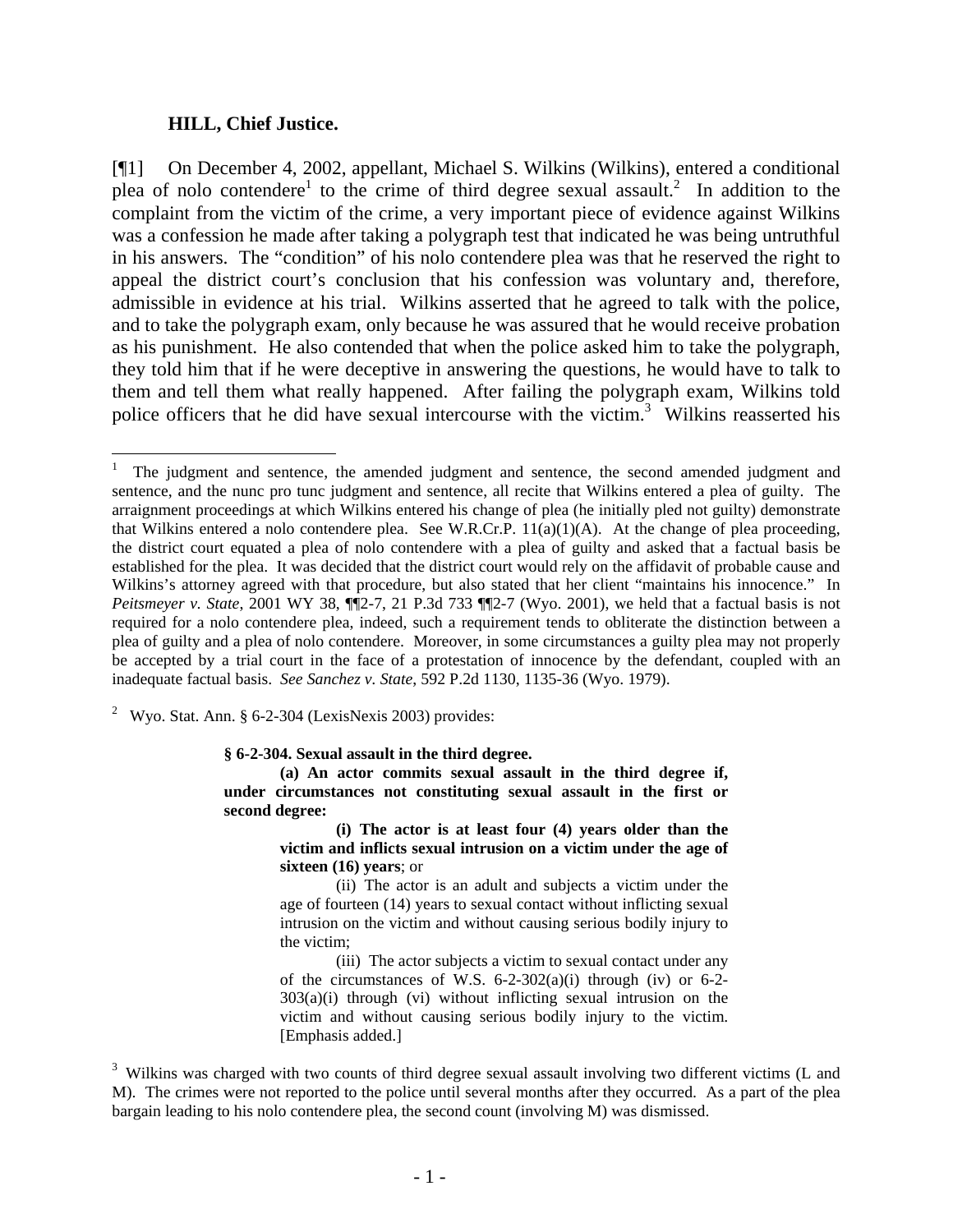**HILL, Chief Justice.**

[¶1] On December 4, 2002, appellant, Michael S. Wilkins (Wilkins), entered a conditional plea of nolo contendere[1] to the crime of third degree sexual assault.[2] In addition to the complaint from the victim of the crime, a very important piece of evidence against Wilkins was a confession he made after taking a polygraph test that indicated he was being untruthful in his answers. The "condition" of his nolo contendere plea was that he reserved the right to appeal the district court's conclusion that his confession was voluntary and, therefore, admissible in evidence at his trial. Wilkins asserted that he agreed to talk with the police, and to take the polygraph exam, only because he was assured that he would receive probation as his punishment. He also contended that when the police asked him to take the polygraph, they told him that if he were deceptive in answering the questions, he would have to talk to them and tell them what really happened. After failing the polygraph exam, Wilkins told police officers that he did have sexual intercourse with the victim.[3] Wilkins reasserted his

---

[1] The judgment and sentence, the amended judgment and sentence, the second amended judgment and sentence, and the nunc pro tunc judgment and sentence, all recite that Wilkins entered a plea of guilty. The arraignment proceedings at which Wilkins entered his change of plea (he initially pled not guilty) demonstrate that Wilkins entered a nolo contendere plea. See W.R.Cr.P. 11(a)(1)(A). At the change of plea proceeding, the district court equated a plea of nolo contendere with a plea of guilty and asked that a factual basis be established for the plea. It was decided that the district court would rely on the affidavit of probable cause and Wilkins's attorney agreed with that procedure, but also stated that her client "maintains his innocence." In *Peitsmeyer v. State*, 2001 WY 38, ¶¶2-7, 21 P.3d 733 ¶¶2-7 (Wyo. 2001), we held that a factual basis is not required for a nolo contendere plea, indeed, such a requirement tends to obliterate the distinction between a plea of guilty and a plea of nolo contendere. Moreover, in some circumstances a guilty plea may not properly be accepted by a trial court in the face of a protestation of innocence by the defendant, coupled with an inadequate factual basis. *See Sanchez v. State*, 592 P.2d 1130, 1135-36 (Wyo. 1979).

[2] Wyo. Stat. Ann. § 6-2-304 (LexisNexis 2003) provides:

> **§ 6-2-304. Sexual assault in the third degree.**
>
> **(a) An actor commits sexual assault in the third degree if, under circumstances not constituting sexual assault in the first or second degree:**
>
> **(i) The actor is at least four (4) years older than the victim and inflicts sexual intrusion on a victim under the age of sixteen (16) years**; or
>
> (ii) The actor is an adult and subjects a victim under the age of fourteen (14) years to sexual contact without inflicting sexual intrusion on the victim and without causing serious bodily injury to the victim;
>
> (iii) The actor subjects a victim to sexual contact under any of the circumstances of W.S. 6-2-302(a)(i) through (iv) or 6-2-303(a)(i) through (vi) without inflicting sexual intrusion on the victim and without causing serious bodily injury to the victim. [Emphasis added.]

[3] Wilkins was charged with two counts of third degree sexual assault involving two different victims (L and M). The crimes were not reported to the police until several months after they occurred. As a part of the plea bargain leading to his nolo contendere plea, the second count (involving M) was dismissed.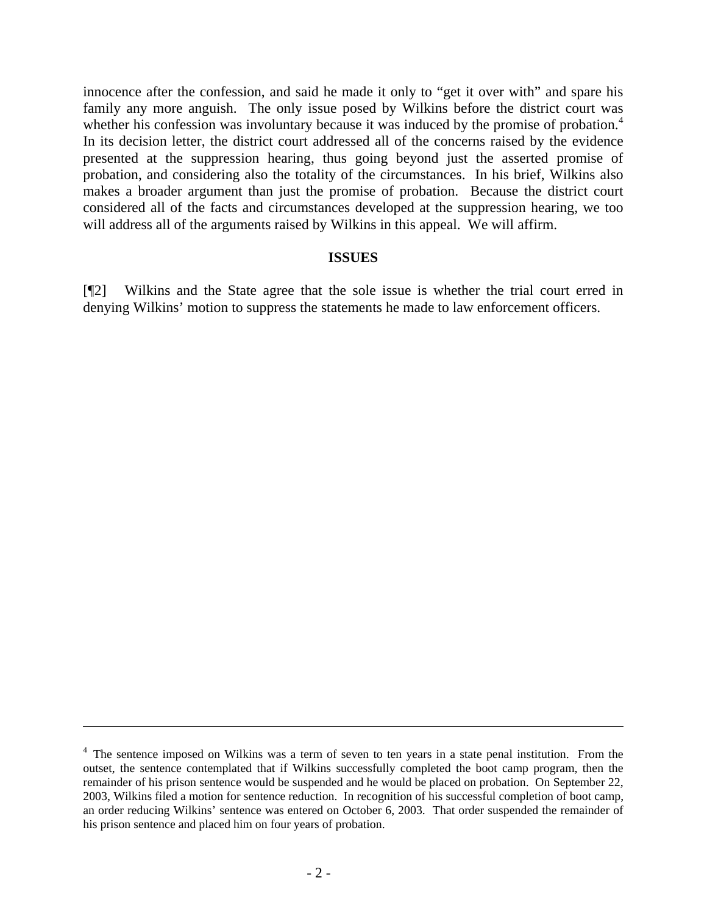innocence after the confession, and said he made it only to "get it over with" and spare his family any more anguish. The only issue posed by Wilkins before the district court was whether his confession was involuntary because it was induced by the promise of probation.[4] In its decision letter, the district court addressed all of the concerns raised by the evidence presented at the suppression hearing, thus going beyond just the asserted promise of probation, and considering also the totality of the circumstances. In his brief, Wilkins also makes a broader argument than just the promise of probation. Because the district court considered all of the facts and circumstances developed at the suppression hearing, we too will address all of the arguments raised by Wilkins in this appeal. We will affirm.

**ISSUES**

[¶2] Wilkins and the State agree that the sole issue is whether the trial court erred in denying Wilkins' motion to suppress the statements he made to law enforcement officers.

---

[4] The sentence imposed on Wilkins was a term of seven to ten years in a state penal institution. From the outset, the sentence contemplated that if Wilkins successfully completed the boot camp program, then the remainder of his prison sentence would be suspended and he would be placed on probation. On September 22, 2003, Wilkins filed a motion for sentence reduction. In recognition of his successful completion of boot camp, an order reducing Wilkins' sentence was entered on October 6, 2003. That order suspended the remainder of his prison sentence and placed him on four years of probation.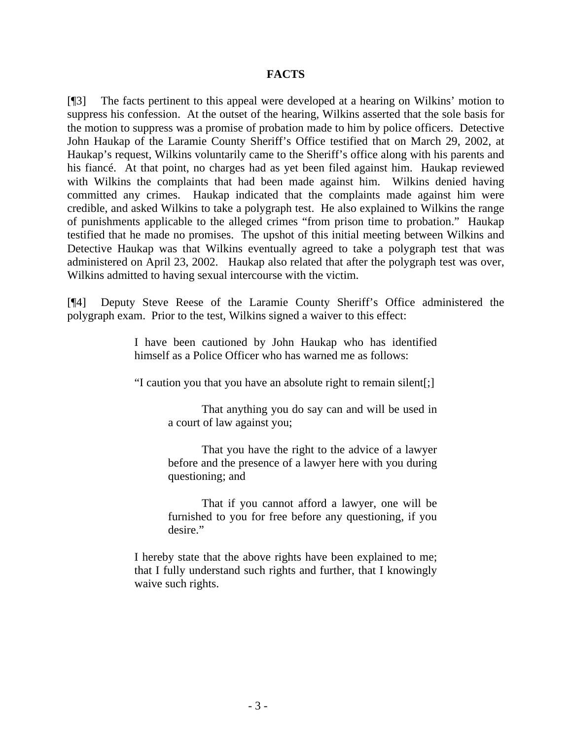## FACTS

[¶3] The facts pertinent to this appeal were developed at a hearing on Wilkins' motion to suppress his confession. At the outset of the hearing, Wilkins asserted that the sole basis for the motion to suppress was a promise of probation made to him by police officers. Detective John Haukap of the Laramie County Sheriff's Office testified that on March 29, 2002, at Haukap's request, Wilkins voluntarily came to the Sheriff's office along with his parents and his fiancé. At that point, no charges had as yet been filed against him. Haukap reviewed with Wilkins the complaints that had been made against him. Wilkins denied having committed any crimes. Haukap indicated that the complaints made against him were credible, and asked Wilkins to take a polygraph test. He also explained to Wilkins the range of punishments applicable to the alleged crimes "from prison time to probation." Haukap testified that he made no promises. The upshot of this initial meeting between Wilkins and Detective Haukap was that Wilkins eventually agreed to take a polygraph test that was administered on April 23, 2002. Haukap also related that after the polygraph test was over, Wilkins admitted to having sexual intercourse with the victim.

[¶4] Deputy Steve Reese of the Laramie County Sheriff's Office administered the polygraph exam. Prior to the test, Wilkins signed a waiver to this effect:

> I have been cautioned by John Haukap who has identified himself as a Police Officer who has warned me as follows:
>
> "I caution you that you have an absolute right to remain silent[;]
>
> > That anything you do say can and will be used in a court of law against you;
> >
> > That you have the right to the advice of a lawyer before and the presence of a lawyer here with you during questioning; and
> >
> > That if you cannot afford a lawyer, one will be furnished to you for free before any questioning, if you desire."
>
> I hereby state that the above rights have been explained to me; that I fully understand such rights and further, that I knowingly waive such rights.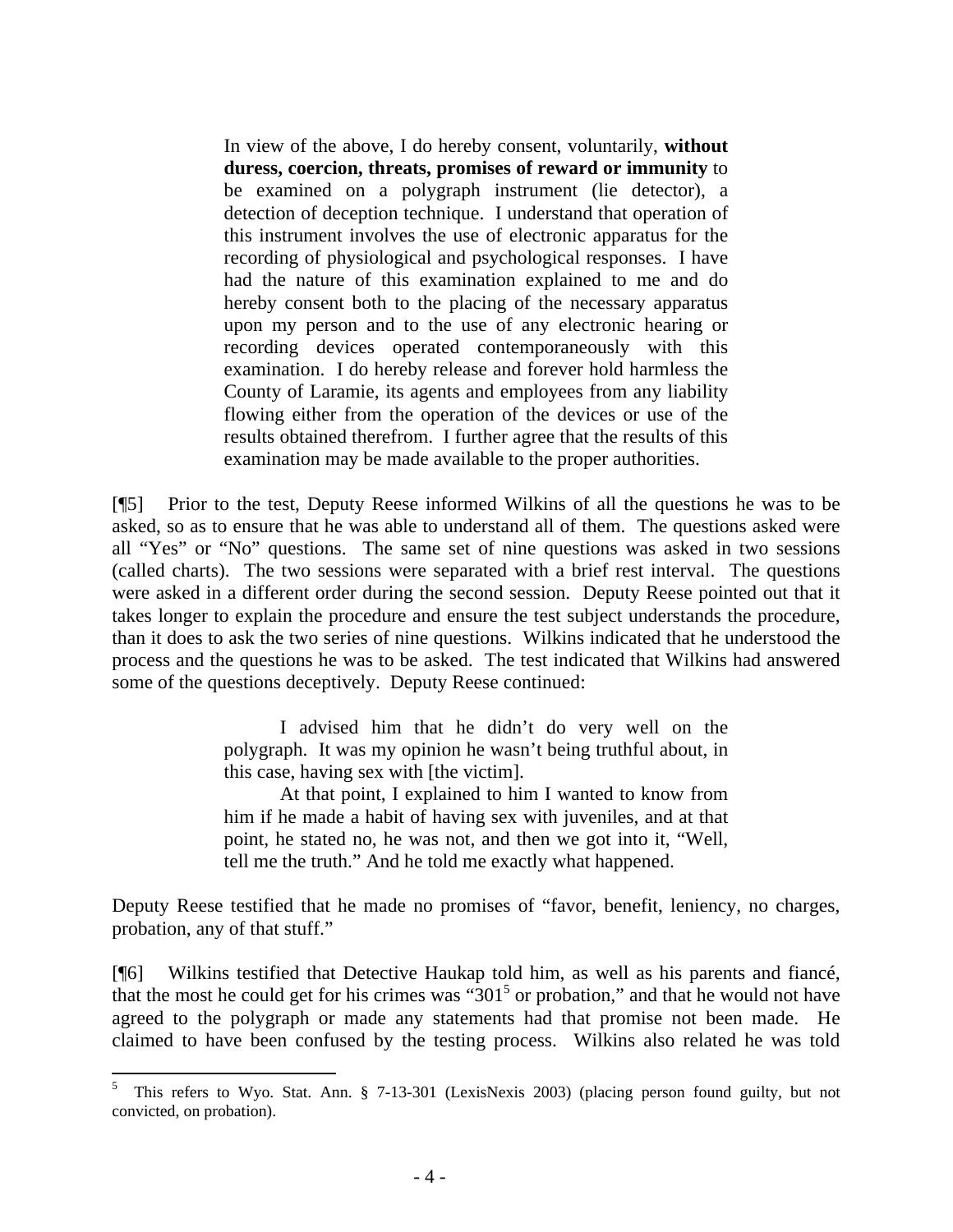> In view of the above, I do hereby consent, voluntarily, **without duress, coercion, threats, promises of reward or immunity** to be examined on a polygraph instrument (lie detector), a detection of deception technique. I understand that operation of this instrument involves the use of electronic apparatus for the recording of physiological and psychological responses. I have had the nature of this examination explained to me and do hereby consent both to the placing of the necessary apparatus upon my person and to the use of any electronic hearing or recording devices operated contemporaneously with this examination. I do hereby release and forever hold harmless the County of Laramie, its agents and employees from any liability flowing either from the operation of the devices or use of the results obtained therefrom. I further agree that the results of this examination may be made available to the proper authorities.

[¶5] Prior to the test, Deputy Reese informed Wilkins of all the questions he was to be asked, so as to ensure that he was able to understand all of them. The questions asked were all "Yes" or "No" questions. The same set of nine questions was asked in two sessions (called charts). The two sessions were separated with a brief rest interval. The questions were asked in a different order during the second session. Deputy Reese pointed out that it takes longer to explain the procedure and ensure the test subject understands the procedure, than it does to ask the two series of nine questions. Wilkins indicated that he understood the process and the questions he was to be asked. The test indicated that Wilkins had answered some of the questions deceptively. Deputy Reese continued:

> I advised him that he didn't do very well on the polygraph. It was my opinion he wasn't being truthful about, in this case, having sex with [the victim].
>
> At that point, I explained to him I wanted to know from him if he made a habit of having sex with juveniles, and at that point, he stated no, he was not, and then we got into it, "Well, tell me the truth." And he told me exactly what happened.

Deputy Reese testified that he made no promises of "favor, benefit, leniency, no charges, probation, any of that stuff."

[¶6] Wilkins testified that Detective Haukap told him, as well as his parents and fiancé, that the most he could get for his crimes was "301[5] or probation," and that he would not have agreed to the polygraph or made any statements had that promise not been made. He claimed to have been confused by the testing process. Wilkins also related he was told

---

[5] This refers to Wyo. Stat. Ann. § 7-13-301 (LexisNexis 2003) (placing person found guilty, but not convicted, on probation).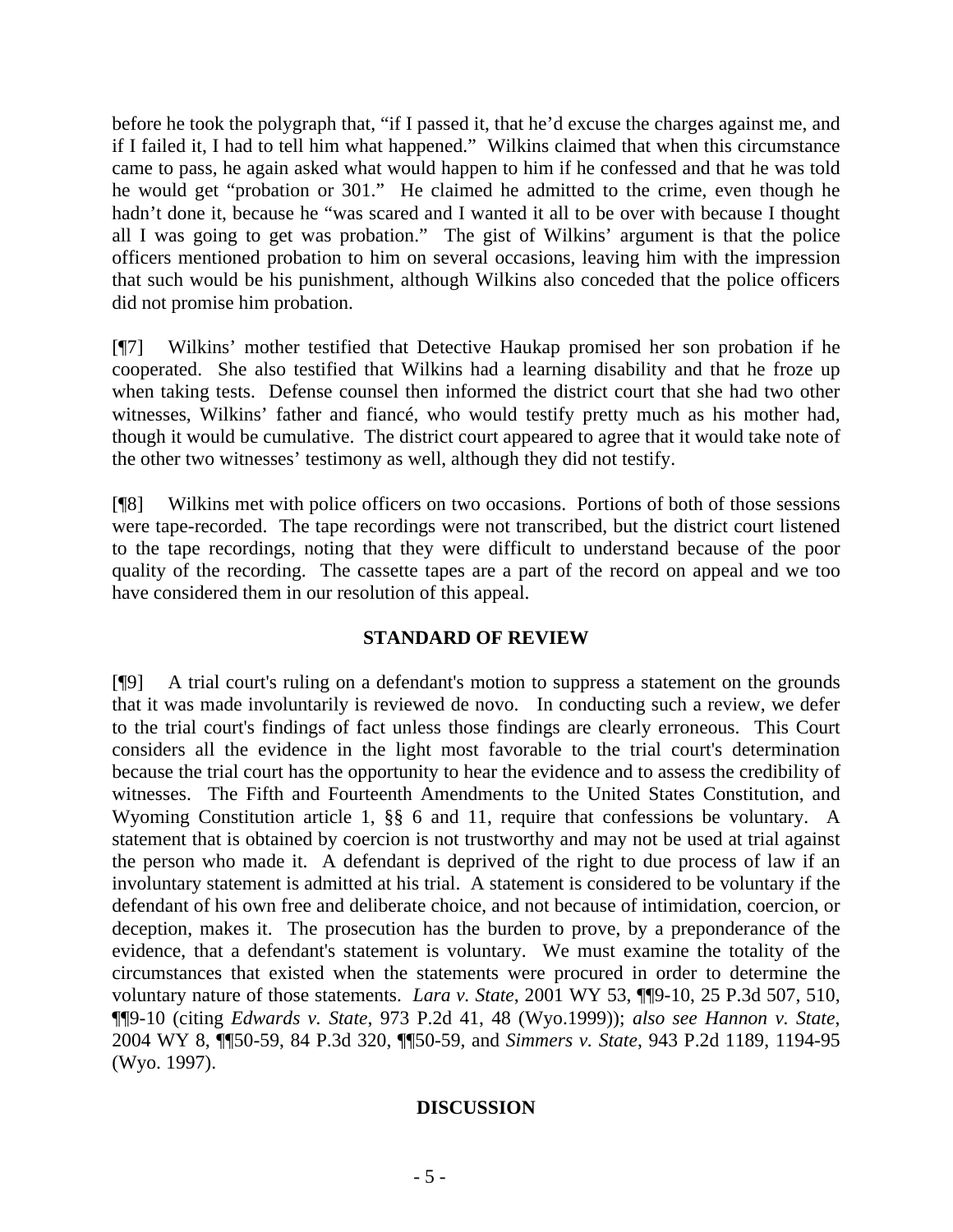before he took the polygraph that, "if I passed it, that he'd excuse the charges against me, and if I failed it, I had to tell him what happened." Wilkins claimed that when this circumstance came to pass, he again asked what would happen to him if he confessed and that he was told he would get "probation or 301." He claimed he admitted to the crime, even though he hadn't done it, because he "was scared and I wanted it all to be over with because I thought all I was going to get was probation." The gist of Wilkins' argument is that the police officers mentioned probation to him on several occasions, leaving him with the impression that such would be his punishment, although Wilkins also conceded that the police officers did not promise him probation.

[¶7] Wilkins' mother testified that Detective Haukap promised her son probation if he cooperated. She also testified that Wilkins had a learning disability and that he froze up when taking tests. Defense counsel then informed the district court that she had two other witnesses, Wilkins' father and fiancé, who would testify pretty much as his mother had, though it would be cumulative. The district court appeared to agree that it would take note of the other two witnesses' testimony as well, although they did not testify.

[¶8] Wilkins met with police officers on two occasions. Portions of both of those sessions were tape-recorded. The tape recordings were not transcribed, but the district court listened to the tape recordings, noting that they were difficult to understand because of the poor quality of the recording. The cassette tapes are a part of the record on appeal and we too have considered them in our resolution of this appeal.

## STANDARD OF REVIEW

[¶9] A trial court's ruling on a defendant's motion to suppress a statement on the grounds that it was made involuntarily is reviewed de novo. In conducting such a review, we defer to the trial court's findings of fact unless those findings are clearly erroneous. This Court considers all the evidence in the light most favorable to the trial court's determination because the trial court has the opportunity to hear the evidence and to assess the credibility of witnesses. The Fifth and Fourteenth Amendments to the United States Constitution, and Wyoming Constitution article 1, §§ 6 and 11, require that confessions be voluntary. A statement that is obtained by coercion is not trustworthy and may not be used at trial against the person who made it. A defendant is deprived of the right to due process of law if an involuntary statement is admitted at his trial. A statement is considered to be voluntary if the defendant of his own free and deliberate choice, and not because of intimidation, coercion, or deception, makes it. The prosecution has the burden to prove, by a preponderance of the evidence, that a defendant's statement is voluntary. We must examine the totality of the circumstances that existed when the statements were procured in order to determine the voluntary nature of those statements. *Lara v. State*, 2001 WY 53, ¶¶9-10, 25 P.3d 507, 510, ¶¶9-10 (citing *Edwards v. State*, 973 P.2d 41, 48 (Wyo.1999)); *also see Hannon v. State*, 2004 WY 8, ¶¶50-59, 84 P.3d 320, ¶¶50-59, and *Simmers v. State*, 943 P.2d 1189, 1194-95 (Wyo. 1997).

## DISCUSSION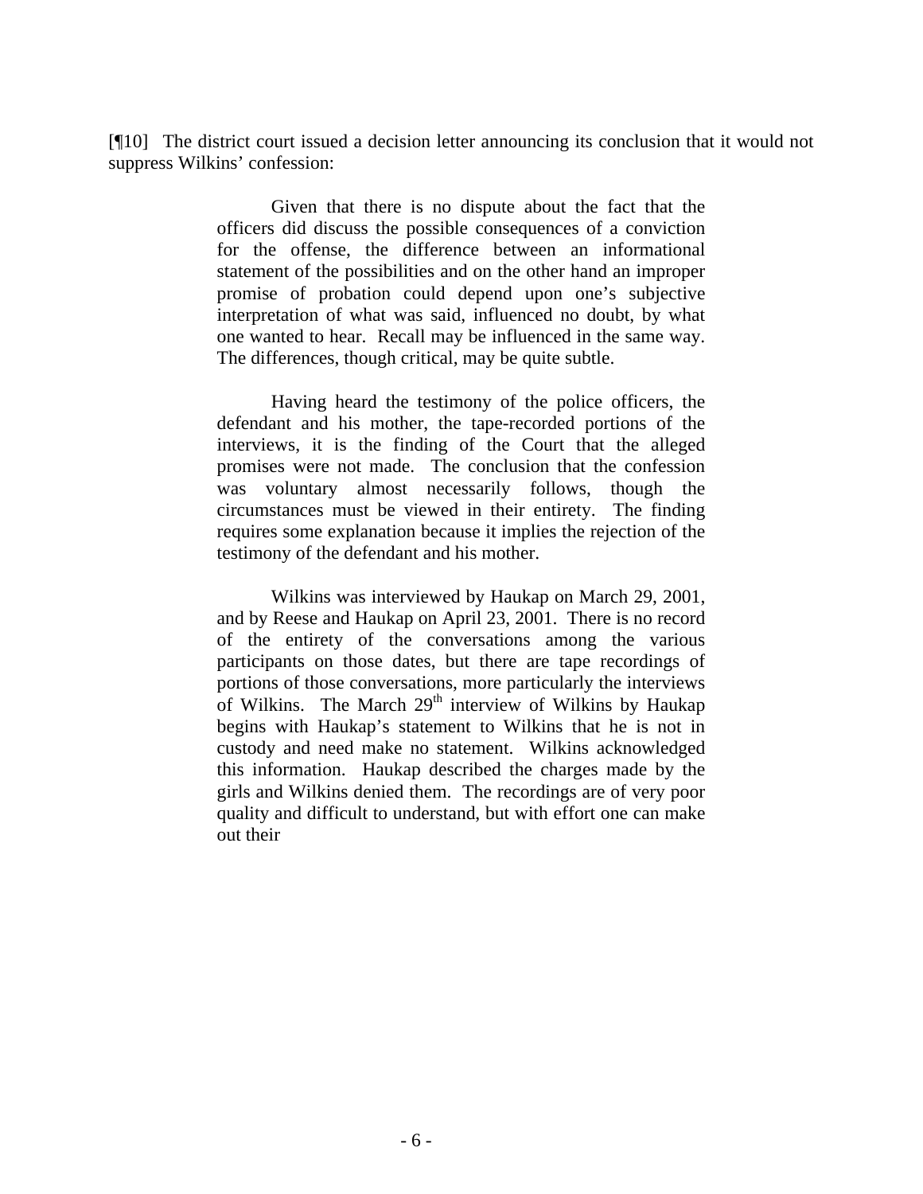[¶10] The district court issued a decision letter announcing its conclusion that it would not suppress Wilkins' confession:

> Given that there is no dispute about the fact that the officers did discuss the possible consequences of a conviction for the offense, the difference between an informational statement of the possibilities and on the other hand an improper promise of probation could depend upon one's subjective interpretation of what was said, influenced no doubt, by what one wanted to hear. Recall may be influenced in the same way. The differences, though critical, may be quite subtle.
>
> Having heard the testimony of the police officers, the defendant and his mother, the tape-recorded portions of the interviews, it is the finding of the Court that the alleged promises were not made. The conclusion that the confession was voluntary almost necessarily follows, though the circumstances must be viewed in their entirety. The finding requires some explanation because it implies the rejection of the testimony of the defendant and his mother.
>
> Wilkins was interviewed by Haukap on March 29, 2001, and by Reese and Haukap on April 23, 2001. There is no record of the entirety of the conversations among the various participants on those dates, but there are tape recordings of portions of those conversations, more particularly the interviews of Wilkins. The March 29th interview of Wilkins by Haukap begins with Haukap's statement to Wilkins that he is not in custody and need make no statement. Wilkins acknowledged this information. Haukap described the charges made by the girls and Wilkins denied them. The recordings are of very poor quality and difficult to understand, but with effort one can make out their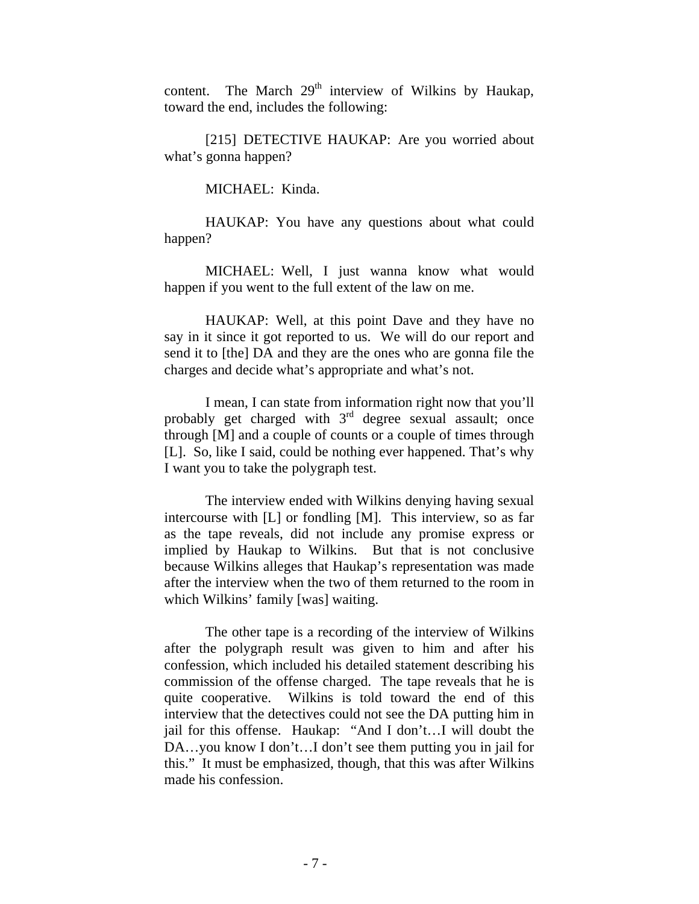content. The March 29th interview of Wilkins by Haukap, toward the end, includes the following:

> [215] DETECTIVE HAUKAP: Are you worried about what's gonna happen?
>
> MICHAEL: Kinda.
>
> HAUKAP: You have any questions about what could happen?
>
> MICHAEL: Well, I just wanna know what would happen if you went to the full extent of the law on me.
>
> HAUKAP: Well, at this point Dave and they have no say in it since it got reported to us. We will do our report and send it to [the] DA and they are the ones who are gonna file the charges and decide what's appropriate and what's not.
>
> I mean, I can state from information right now that you'll probably get charged with 3rd degree sexual assault; once through [M] and a couple of counts or a couple of times through [L]. So, like I said, could be nothing ever happened. That's why I want you to take the polygraph test.

The interview ended with Wilkins denying having sexual intercourse with [L] or fondling [M]. This interview, so as far as the tape reveals, did not include any promise express or implied by Haukap to Wilkins. But that is not conclusive because Wilkins alleges that Haukap's representation was made after the interview when the two of them returned to the room in which Wilkins' family [was] waiting.

The other tape is a recording of the interview of Wilkins after the polygraph result was given to him and after his confession, which included his detailed statement describing his commission of the offense charged. The tape reveals that he is quite cooperative. Wilkins is told toward the end of this interview that the detectives could not see the DA putting him in jail for this offense. Haukap: "And I don't…I will doubt the DA…you know I don't…I don't see them putting you in jail for this." It must be emphasized, though, that this was after Wilkins made his confession.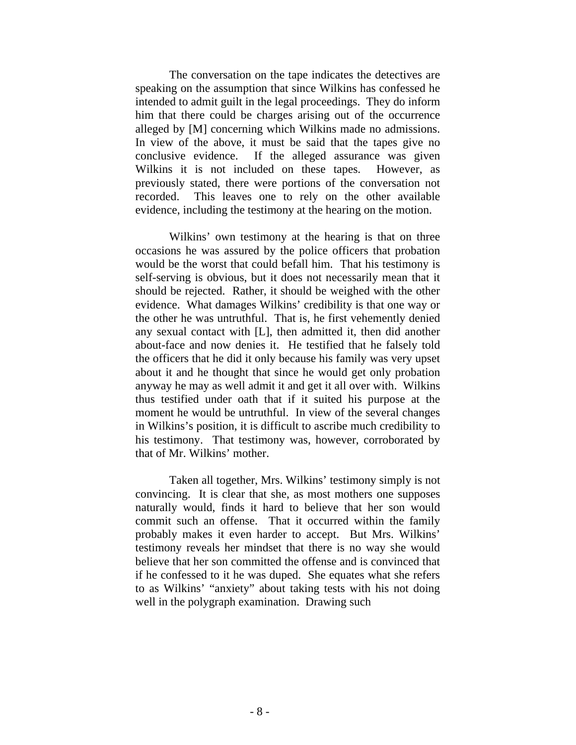The conversation on the tape indicates the detectives are speaking on the assumption that since Wilkins has confessed he intended to admit guilt in the legal proceedings. They do inform him that there could be charges arising out of the occurrence alleged by [M] concerning which Wilkins made no admissions. In view of the above, it must be said that the tapes give no conclusive evidence. If the alleged assurance was given Wilkins it is not included on these tapes. However, as previously stated, there were portions of the conversation not recorded. This leaves one to rely on the other available evidence, including the testimony at the hearing on the motion.

Wilkins' own testimony at the hearing is that on three occasions he was assured by the police officers that probation would be the worst that could befall him. That his testimony is self-serving is obvious, but it does not necessarily mean that it should be rejected. Rather, it should be weighed with the other evidence. What damages Wilkins' credibility is that one way or the other he was untruthful. That is, he first vehemently denied any sexual contact with [L], then admitted it, then did another about-face and now denies it. He testified that he falsely told the officers that he did it only because his family was very upset about it and he thought that since he would get only probation anyway he may as well admit it and get it all over with. Wilkins thus testified under oath that if it suited his purpose at the moment he would be untruthful. In view of the several changes in Wilkins's position, it is difficult to ascribe much credibility to his testimony. That testimony was, however, corroborated by that of Mr. Wilkins' mother.

Taken all together, Mrs. Wilkins' testimony simply is not convincing. It is clear that she, as most mothers one supposes naturally would, finds it hard to believe that her son would commit such an offense. That it occurred within the family probably makes it even harder to accept. But Mrs. Wilkins' testimony reveals her mindset that there is no way she would believe that her son committed the offense and is convinced that if he confessed to it he was duped. She equates what she refers to as Wilkins' "anxiety" about taking tests with his not doing well in the polygraph examination. Drawing such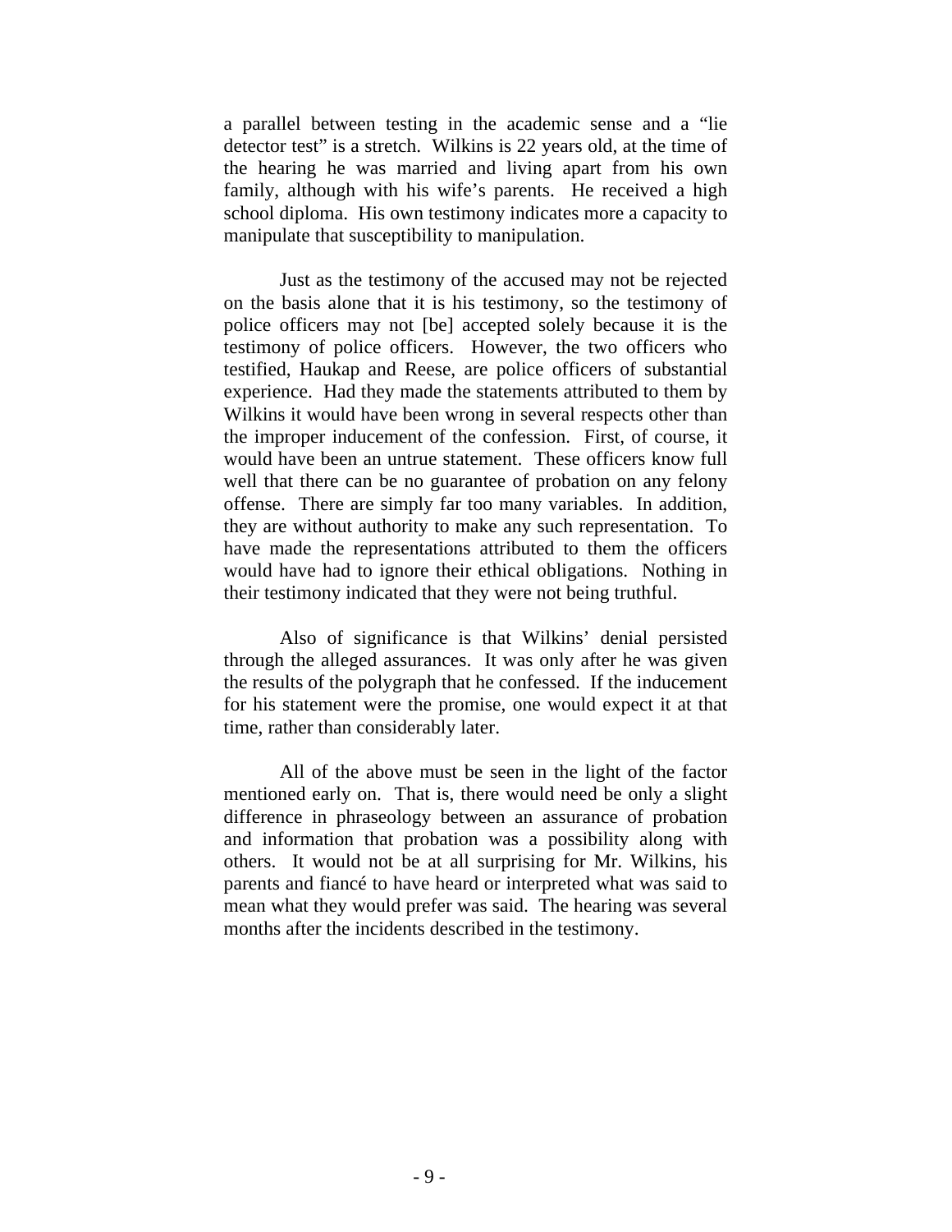a parallel between testing in the academic sense and a "lie detector test" is a stretch. Wilkins is 22 years old, at the time of the hearing he was married and living apart from his own family, although with his wife's parents. He received a high school diploma. His own testimony indicates more a capacity to manipulate that susceptibility to manipulation.

Just as the testimony of the accused may not be rejected on the basis alone that it is his testimony, so the testimony of police officers may not [be] accepted solely because it is the testimony of police officers. However, the two officers who testified, Haukap and Reese, are police officers of substantial experience. Had they made the statements attributed to them by Wilkins it would have been wrong in several respects other than the improper inducement of the confession. First, of course, it would have been an untrue statement. These officers know full well that there can be no guarantee of probation on any felony offense. There are simply far too many variables. In addition, they are without authority to make any such representation. To have made the representations attributed to them the officers would have had to ignore their ethical obligations. Nothing in their testimony indicated that they were not being truthful.

Also of significance is that Wilkins' denial persisted through the alleged assurances. It was only after he was given the results of the polygraph that he confessed. If the inducement for his statement were the promise, one would expect it at that time, rather than considerably later.

All of the above must be seen in the light of the factor mentioned early on. That is, there would need be only a slight difference in phraseology between an assurance of probation and information that probation was a possibility along with others. It would not be at all surprising for Mr. Wilkins, his parents and fiancé to have heard or interpreted what was said to mean what they would prefer was said. The hearing was several months after the incidents described in the testimony.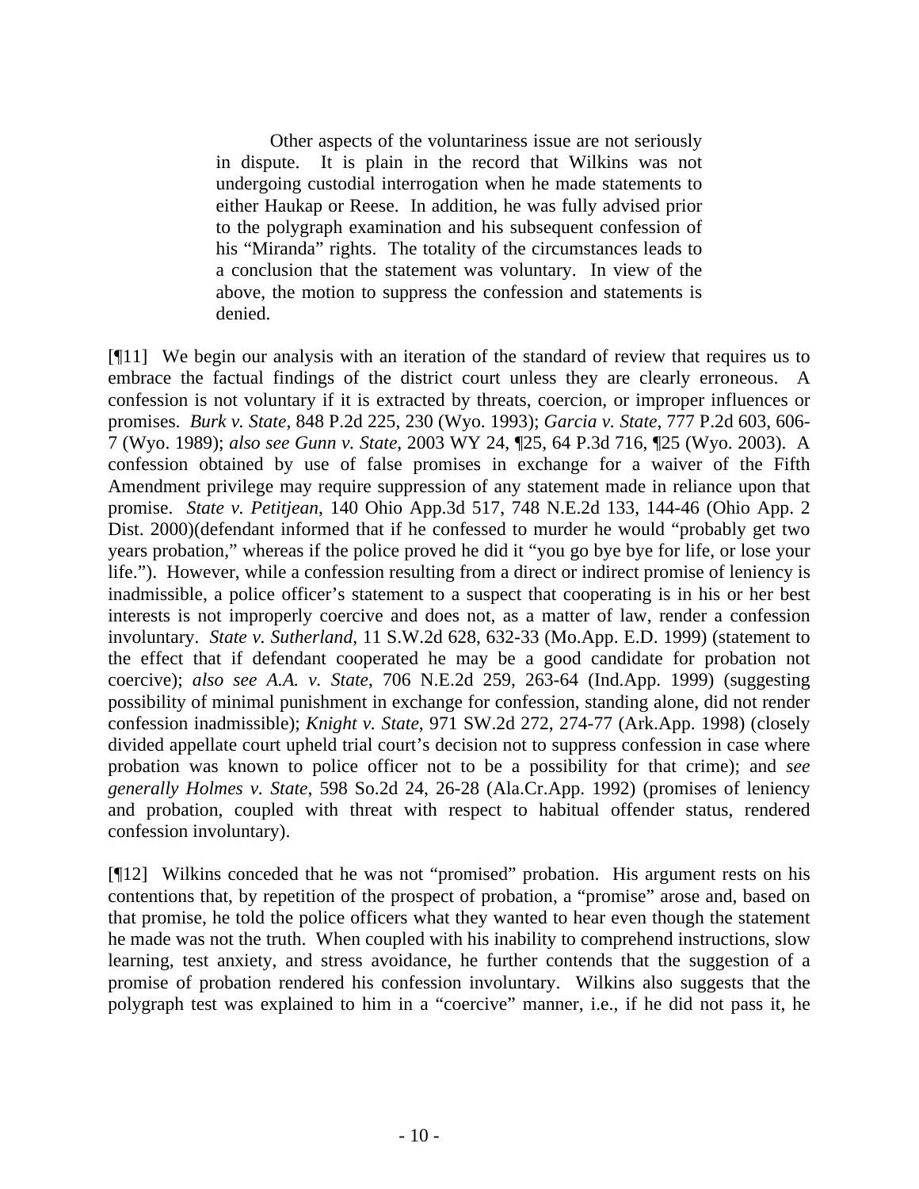> Other aspects of the voluntariness issue are not seriously in dispute. It is plain in the record that Wilkins was not undergoing custodial interrogation when he made statements to either Haukap or Reese. In addition, he was fully advised prior to the polygraph examination and his subsequent confession of his "Miranda" rights. The totality of the circumstances leads to a conclusion that the statement was voluntary. In view of the above, the motion to suppress the confession and statements is denied.

[¶11] We begin our analysis with an iteration of the standard of review that requires us to embrace the factual findings of the district court unless they are clearly erroneous. A confession is not voluntary if it is extracted by threats, coercion, or improper influences or promises. *Burk v. State*, 848 P.2d 225, 230 (Wyo. 1993); *Garcia v. State*, 777 P.2d 603, 606-7 (Wyo. 1989); *also see Gunn v. State*, 2003 WY 24, ¶25, 64 P.3d 716, ¶25 (Wyo. 2003). A confession obtained by use of false promises in exchange for a waiver of the Fifth Amendment privilege may require suppression of any statement made in reliance upon that promise. *State v. Petitjean*, 140 Ohio App.3d 517, 748 N.E.2d 133, 144-46 (Ohio App. 2 Dist. 2000)(defendant informed that if he confessed to murder he would "probably get two years probation," whereas if the police proved he did it "you go bye bye for life, or lose your life."). However, while a confession resulting from a direct or indirect promise of leniency is inadmissible, a police officer's statement to a suspect that cooperating is in his or her best interests is not improperly coercive and does not, as a matter of law, render a confession involuntary. *State v. Sutherland*, 11 S.W.2d 628, 632-33 (Mo.App. E.D. 1999) (statement to the effect that if defendant cooperated he may be a good candidate for probation not coercive); *also see A.A. v. State*, 706 N.E.2d 259, 263-64 (Ind.App. 1999) (suggesting possibility of minimal punishment in exchange for confession, standing alone, did not render confession inadmissible); *Knight v. State*, 971 SW.2d 272, 274-77 (Ark.App. 1998) (closely divided appellate court upheld trial court's decision not to suppress confession in case where probation was known to police officer not to be a possibility for that crime); and *see generally Holmes v. State*, 598 So.2d 24, 26-28 (Ala.Cr.App. 1992) (promises of leniency and probation, coupled with threat with respect to habitual offender status, rendered confession involuntary).

[¶12] Wilkins conceded that he was not "promised" probation. His argument rests on his contentions that, by repetition of the prospect of probation, a "promise" arose and, based on that promise, he told the police officers what they wanted to hear even though the statement he made was not the truth. When coupled with his inability to comprehend instructions, slow learning, test anxiety, and stress avoidance, he further contends that the suggestion of a promise of probation rendered his confession involuntary. Wilkins also suggests that the polygraph test was explained to him in a "coercive" manner, i.e., if he did not pass it, he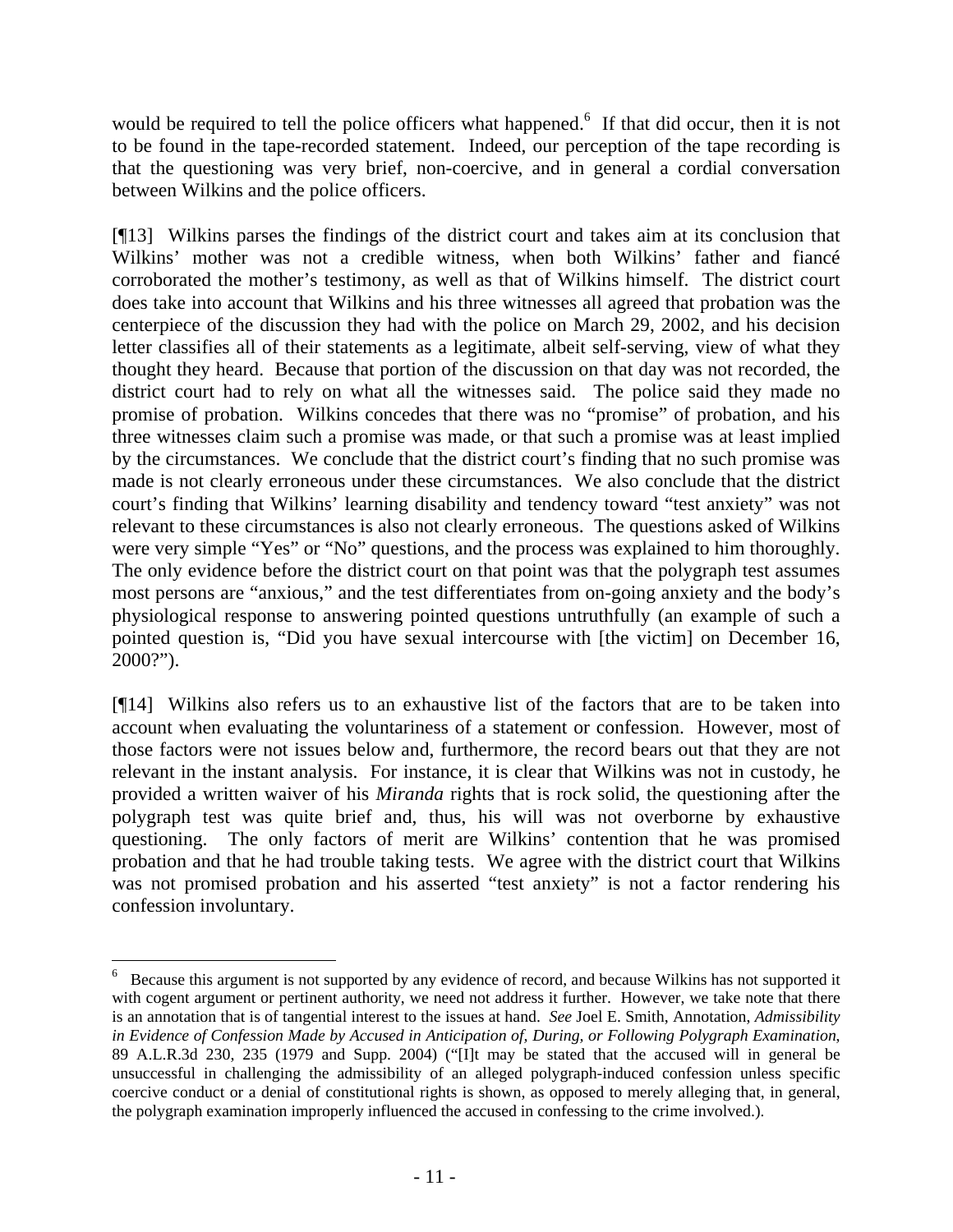would be required to tell the police officers what happened.[6] If that did occur, then it is not to be found in the tape-recorded statement. Indeed, our perception of the tape recording is that the questioning was very brief, non-coercive, and in general a cordial conversation between Wilkins and the police officers.

[¶13] Wilkins parses the findings of the district court and takes aim at its conclusion that Wilkins' mother was not a credible witness, when both Wilkins' father and fiancé corroborated the mother's testimony, as well as that of Wilkins himself. The district court does take into account that Wilkins and his three witnesses all agreed that probation was the centerpiece of the discussion they had with the police on March 29, 2002, and his decision letter classifies all of their statements as a legitimate, albeit self-serving, view of what they thought they heard. Because that portion of the discussion on that day was not recorded, the district court had to rely on what all the witnesses said. The police said they made no promise of probation. Wilkins concedes that there was no "promise" of probation, and his three witnesses claim such a promise was made, or that such a promise was at least implied by the circumstances. We conclude that the district court's finding that no such promise was made is not clearly erroneous under these circumstances. We also conclude that the district court's finding that Wilkins' learning disability and tendency toward "test anxiety" was not relevant to these circumstances is also not clearly erroneous. The questions asked of Wilkins were very simple "Yes" or "No" questions, and the process was explained to him thoroughly. The only evidence before the district court on that point was that the polygraph test assumes most persons are "anxious," and the test differentiates from on-going anxiety and the body's physiological response to answering pointed questions untruthfully (an example of such a pointed question is, "Did you have sexual intercourse with [the victim] on December 16, 2000?").

[¶14] Wilkins also refers us to an exhaustive list of the factors that are to be taken into account when evaluating the voluntariness of a statement or confession. However, most of those factors were not issues below and, furthermore, the record bears out that they are not relevant in the instant analysis. For instance, it is clear that Wilkins was not in custody, he provided a written waiver of his *Miranda* rights that is rock solid, the questioning after the polygraph test was quite brief and, thus, his will was not overborne by exhaustive questioning. The only factors of merit are Wilkins' contention that he was promised probation and that he had trouble taking tests. We agree with the district court that Wilkins was not promised probation and his asserted "test anxiety" is not a factor rendering his confession involuntary.

---

[6] Because this argument is not supported by any evidence of record, and because Wilkins has not supported it with cogent argument or pertinent authority, we need not address it further. However, we take note that there is an annotation that is of tangential interest to the issues at hand. *See* Joel E. Smith, Annotation, *Admissibility in Evidence of Confession Made by Accused in Anticipation of, During, or Following Polygraph Examination*, 89 A.L.R.3d 230, 235 (1979 and Supp. 2004) ("[I]t may be stated that the accused will in general be unsuccessful in challenging the admissibility of an alleged polygraph-induced confession unless specific coercive conduct or a denial of constitutional rights is shown, as opposed to merely alleging that, in general, the polygraph examination improperly influenced the accused in confessing to the crime involved.).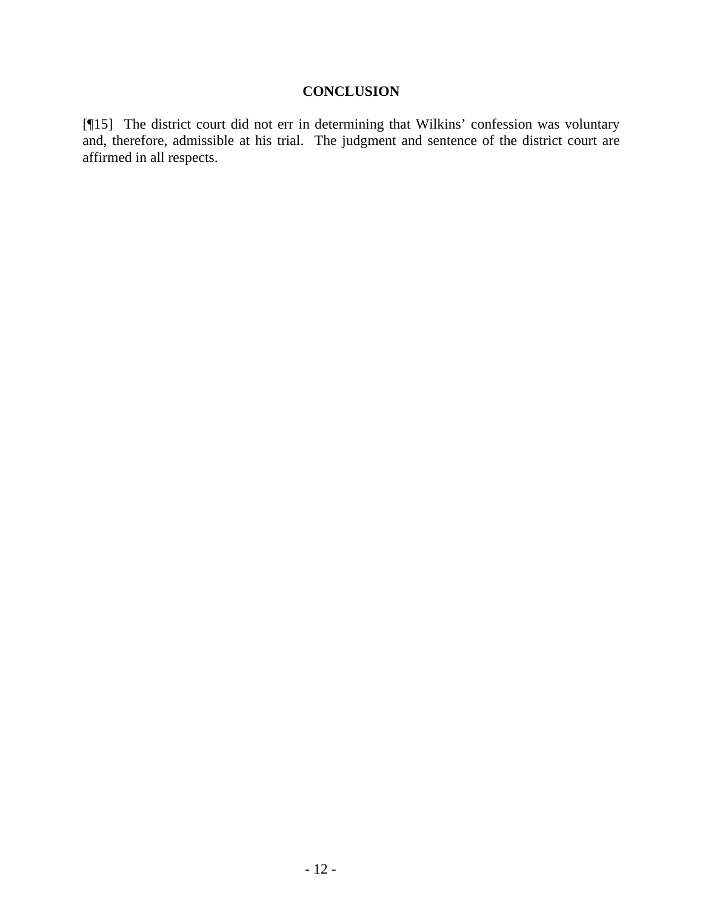## CONCLUSION

[¶15] The district court did not err in determining that Wilkins' confession was voluntary and, therefore, admissible at his trial. The judgment and sentence of the district court are affirmed in all respects.